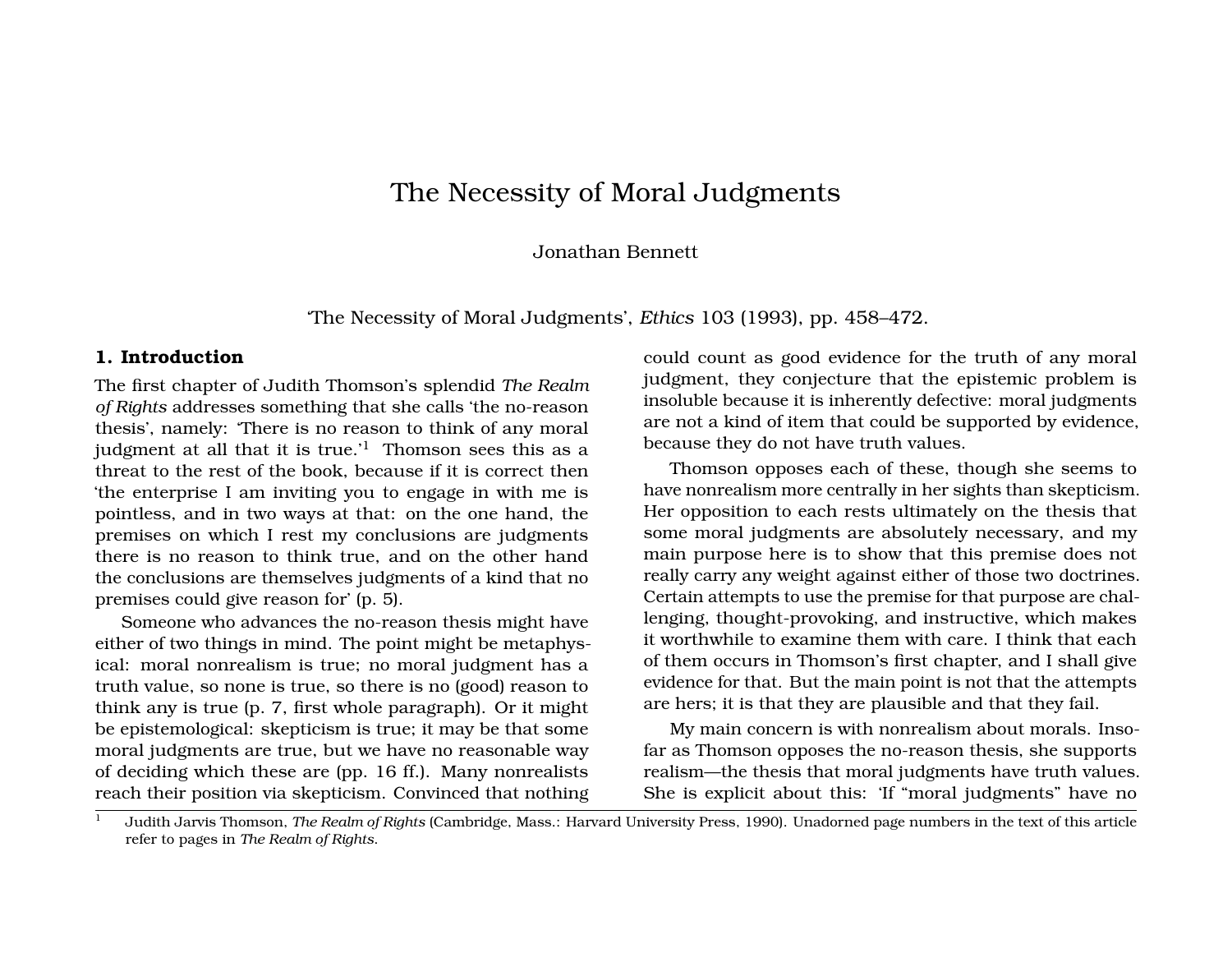# The Necessity of Moral Judgments

Jonathan Bennett

'The Necessity of Moral Judgments', *Ethics* 103 (1993), pp. 458–472.

## 1. Introduction

The first chapter of Judith Thomson's splendid *The Realm of Rights* addresses something that she calls 'the no-reason thesis', namely: 'There is no reason to think of any moral judgment at all that it is true.'[1] Thomson sees this as a threat to the rest of the book, because if it is correct then 'the enterprise I am inviting you to engage in with me is pointless, and in two ways at that: on the one hand, the premises on which I rest my conclusions are judgments there is no reason to think true, and on the other hand the conclusions are themselves judgments of a kind that no premises could give reason for' (p. 5).

Someone who advances the no-reason thesis might have either of two things in mind. The point might be metaphysical: moral nonrealism is true; no moral judgment has a truth value, so none is true, so there is no (good) reason to think any is true (p. 7, first whole paragraph). Or it might be epistemological: skepticism is true; it may be that some moral judgments are true, but we have no reasonable way of deciding which these are (pp. 16 ff.). Many nonrealists reach their position via skepticism. Convinced that nothing could count as good evidence for the truth of any moral judgment, they conjecture that the epistemic problem is insoluble because it is inherently defective: moral judgments are not a kind of item that could be supported by evidence, because they do not have truth values.

Thomson opposes each of these, though she seems to have nonrealism more centrally in her sights than skepticism. Her opposition to each rests ultimately on the thesis that some moral judgments are absolutely necessary, and my main purpose here is to show that this premise does not really carry any weight against either of those two doctrines. Certain attempts to use the premise for that purpose are challenging, thought-provoking, and instructive, which makes it worthwhile to examine them with care. I think that each of them occurs in Thomson's first chapter, and I shall give evidence for that. But the main point is not that the attempts are hers; it is that they are plausible and that they fail.

My main concern is with nonrealism about morals. Insofar as Thomson opposes the no-reason thesis, she supports realism—the thesis that moral judgments have truth values. She is explicit about this: 'If "moral judgments" have no

[1] Judith Jarvis Thomson, *The Realm of Rights* (Cambridge, Mass.: Harvard University Press, 1990). Unadorned page numbers in the text of this article refer to pages in *The Realm of Rights*.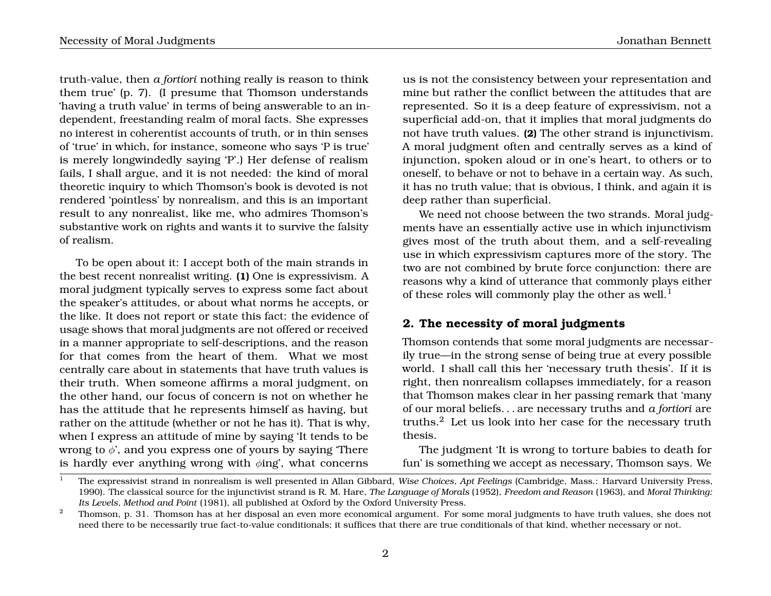truth-value, then *a fortiori* nothing really is reason to think them true' (p. 7). (I presume that Thomson understands 'having a truth value' in terms of being answerable to an independent, freestanding realm of moral facts. She expresses no interest in coherentist accounts of truth, or in thin senses of 'true' in which, for instance, someone who says 'P is true' is merely longwindedly saying 'P'.) Her defense of realism fails, I shall argue, and it is not needed: the kind of moral theoretic inquiry to which Thomson's book is devoted is not rendered 'pointless' by nonrealism, and this is an important result to any nonrealist, like me, who admires Thomson's substantive work on rights and wants it to survive the falsity of realism.

To be open about it: I accept both of the main strands in the best recent nonrealist writing. **(1)** One is expressivism. A moral judgment typically serves to express some fact about the speaker's attitudes, or about what norms he accepts, or the like. It does not report or state this fact: the evidence of usage shows that moral judgments are not offered or received in a manner appropriate to self-descriptions, and the reason for that comes from the heart of them. What we most centrally care about in statements that have truth values is their truth. When someone affirms a moral judgment, on the other hand, our focus of concern is not on whether he has the attitude that he represents himself as having, but rather on the attitude (whether or not he has it). That is why, when I express an attitude of mine by saying 'It tends to be wrong to $\phi$', and you express one of yours by saying 'There is hardly ever anything wrong with $\phi$ing', what concerns us is not the consistency between your representation and mine but rather the conflict between the attitudes that are represented. So it is a deep feature of expressivism, not a superficial add-on, that it implies that moral judgments do not have truth values. **(2)** The other strand is injunctivism. A moral judgment often and centrally serves as a kind of injunction, spoken aloud or in one's heart, to others or to oneself, to behave or not to behave in a certain way. As such, it has no truth value; that is obvious, I think, and again it is deep rather than superficial.

We need not choose between the two strands. Moral judgments have an essentially active use in which injunctivism gives most of the truth about them, and a self-revealing use in which expressivism captures more of the story. The two are not combined by brute force conjunction: there are reasons why a kind of utterance that commonly plays either of these roles will commonly play the other as well.[1]

## 2. The necessity of moral judgments

Thomson contends that some moral judgments are necessarily true—in the strong sense of being true at every possible world. I shall call this her 'necessary truth thesis'. If it is right, then nonrealism collapses immediately, for a reason that Thomson makes clear in her passing remark that 'many of our moral beliefs. . . are necessary truths and *a fortiori* are truths.[2] Let us look into her case for the necessary truth thesis.

The judgment 'It is wrong to torture babies to death for fun' is something we accept as necessary, Thomson says. We

---

[1] The expressivist strand in nonrealism is well presented in Allan Gibbard, *Wise Choices, Apt Feelings* (Cambridge, Mass.: Harvard University Press, 1990). The classical source for the injunctivist strand is R. M. Hare, *The Language of Morals* (1952), *Freedom and Reason* (1963), and *Moral Thinking: Its Levels, Method and Point* (1981), all published at Oxford by the Oxford University Press.

[2] Thomson, p. 31. Thomson has at her disposal an even more economical argument. For some moral judgments to have truth values, she does not need there to be necessarily true fact-to-value conditionals; it suffices that there are true conditionals of that kind, whether necessary or not.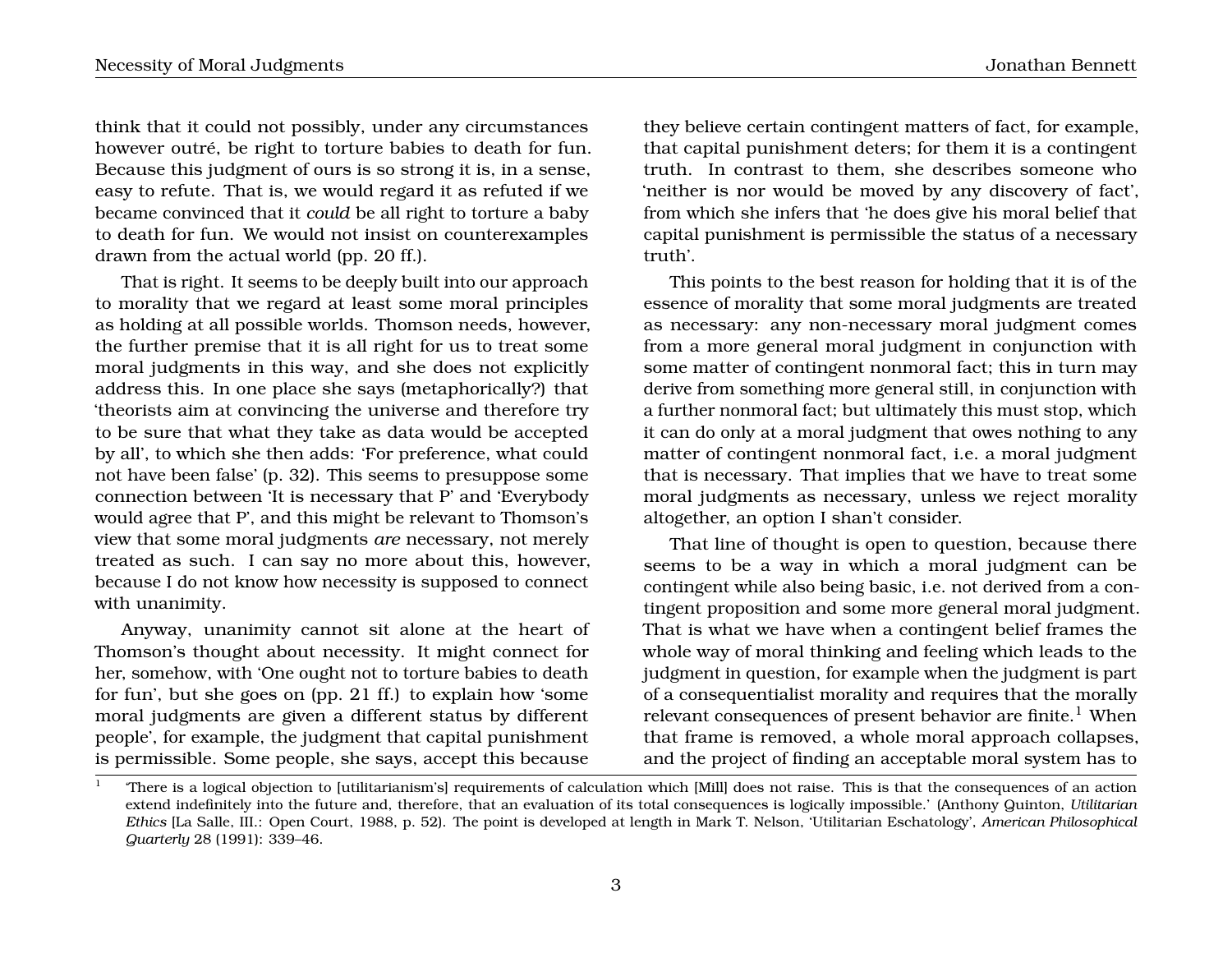think that it could not possibly, under any circumstances however outré, be right to torture babies to death for fun. Because this judgment of ours is so strong it is, in a sense, easy to refute. That is, we would regard it as refuted if we became convinced that it *could* be all right to torture a baby to death for fun. We would not insist on counterexamples drawn from the actual world (pp. 20 ff.).

That is right. It seems to be deeply built into our approach to morality that we regard at least some moral principles as holding at all possible worlds. Thomson needs, however, the further premise that it is all right for us to treat some moral judgments in this way, and she does not explicitly address this. In one place she says (metaphorically?) that 'theorists aim at convincing the universe and therefore try to be sure that what they take as data would be accepted by all', to which she then adds: 'For preference, what could not have been false' (p. 32). This seems to presuppose some connection between 'It is necessary that P' and 'Everybody would agree that P', and this might be relevant to Thomson's view that some moral judgments *are* necessary, not merely treated as such. I can say no more about this, however, because I do not know how necessity is supposed to connect with unanimity.

Anyway, unanimity cannot sit alone at the heart of Thomson's thought about necessity. It might connect for her, somehow, with 'One ought not to torture babies to death for fun', but she goes on (pp. 21 ff.) to explain how 'some moral judgments are given a different status by different people', for example, the judgment that capital punishment is permissible. Some people, she says, accept this because they believe certain contingent matters of fact, for example, that capital punishment deters; for them it is a contingent truth. In contrast to them, she describes someone who 'neither is nor would be moved by any discovery of fact', from which she infers that 'he does give his moral belief that capital punishment is permissible the status of a necessary truth'.

This points to the best reason for holding that it is of the essence of morality that some moral judgments are treated as necessary: any non-necessary moral judgment comes from a more general moral judgment in conjunction with some matter of contingent nonmoral fact; this in turn may derive from something more general still, in conjunction with a further nonmoral fact; but ultimately this must stop, which it can do only at a moral judgment that owes nothing to any matter of contingent nonmoral fact, i.e. a moral judgment that is necessary. That implies that we have to treat some moral judgments as necessary, unless we reject morality altogether, an option I shan't consider.

That line of thought is open to question, because there seems to be a way in which a moral judgment can be contingent while also being basic, i.e. not derived from a contingent proposition and some more general moral judgment. That is what we have when a contingent belief frames the whole way of moral thinking and feeling which leads to the judgment in question, for example when the judgment is part of a consequentialist morality and requires that the morally relevant consequences of present behavior are finite.[1] When that frame is removed, a whole moral approach collapses, and the project of finding an acceptable moral system has to

[1] 'There is a logical objection to [utilitarianism's] requirements of calculation which [Mill] does not raise. This is that the consequences of an action extend indefinitely into the future and, therefore, that an evaluation of its total consequences is logically impossible.' (Anthony Quinton, *Utilitarian Ethics* [La Salle, Ill.: Open Court, 1988, p. 52). The point is developed at length in Mark T. Nelson, 'Utilitarian Eschatology', *American Philosophical Quarterly* 28 (1991): 339–46.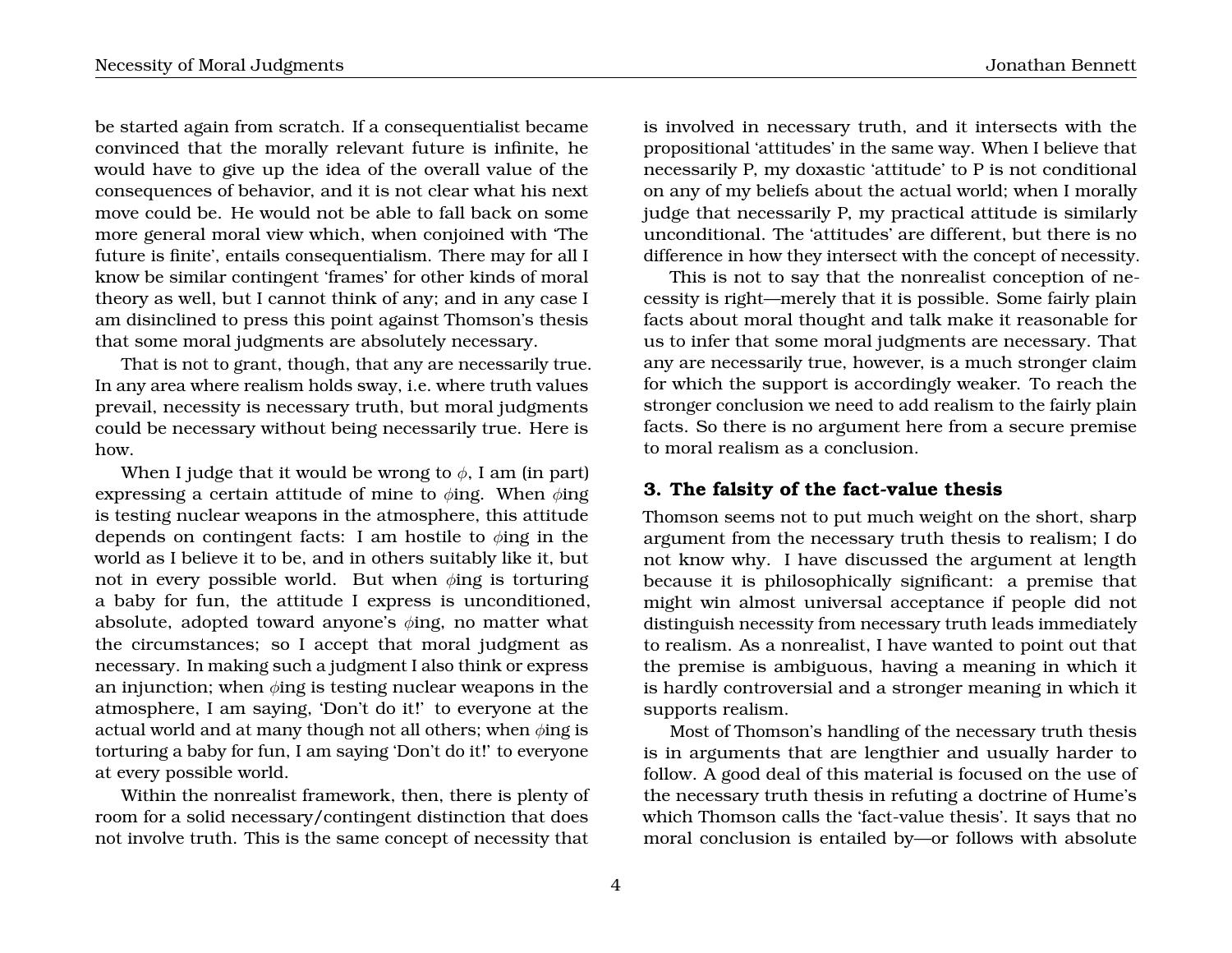be started again from scratch. If a consequentialist became convinced that the morally relevant future is infinite, he would have to give up the idea of the overall value of the consequences of behavior, and it is not clear what his next move could be. He would not be able to fall back on some more general moral view which, when conjoined with 'The future is finite', entails consequentialism. There may for all I know be similar contingent 'frames' for other kinds of moral theory as well, but I cannot think of any; and in any case I am disinclined to press this point against Thomson's thesis that some moral judgments are absolutely necessary.

That is not to grant, though, that any are necessarily true. In any area where realism holds sway, i.e. where truth values prevail, necessity is necessary truth, but moral judgments could be necessary without being necessarily true. Here is how.

When I judge that it would be wrong to $\phi$, I am (in part) expressing a certain attitude of mine to $\phi$ing. When $\phi$ing is testing nuclear weapons in the atmosphere, this attitude depends on contingent facts: I am hostile to $\phi$ing in the world as I believe it to be, and in others suitably like it, but not in every possible world. But when $\phi$ing is torturing a baby for fun, the attitude I express is unconditioned, absolute, adopted toward anyone's $\phi$ing, no matter what the circumstances; so I accept that moral judgment as necessary. In making such a judgment I also think or express an injunction; when $\phi$ing is testing nuclear weapons in the atmosphere, I am saying, 'Don't do it!' to everyone at the actual world and at many though not all others; when $\phi$ing is torturing a baby for fun, I am saying 'Don't do it!' to everyone at every possible world.

Within the nonrealist framework, then, there is plenty of room for a solid necessary/contingent distinction that does not involve truth. This is the same concept of necessity that is involved in necessary truth, and it intersects with the propositional 'attitudes' in the same way. When I believe that necessarily P, my doxastic 'attitude' to P is not conditional on any of my beliefs about the actual world; when I morally judge that necessarily P, my practical attitude is similarly unconditional. The 'attitudes' are different, but there is no difference in how they intersect with the concept of necessity.

This is not to say that the nonrealist conception of necessity is right—merely that it is possible. Some fairly plain facts about moral thought and talk make it reasonable for us to infer that some moral judgments are necessary. That any are necessarily true, however, is a much stronger claim for which the support is accordingly weaker. To reach the stronger conclusion we need to add realism to the fairly plain facts. So there is no argument here from a secure premise to moral realism as a conclusion.

## 3. The falsity of the fact-value thesis

Thomson seems not to put much weight on the short, sharp argument from the necessary truth thesis to realism; I do not know why. I have discussed the argument at length because it is philosophically significant: a premise that might win almost universal acceptance if people did not distinguish necessity from necessary truth leads immediately to realism. As a nonrealist, I have wanted to point out that the premise is ambiguous, having a meaning in which it is hardly controversial and a stronger meaning in which it supports realism.

Most of Thomson's handling of the necessary truth thesis is in arguments that are lengthier and usually harder to follow. A good deal of this material is focused on the use of the necessary truth thesis in refuting a doctrine of Hume's which Thomson calls the 'fact-value thesis'. It says that no moral conclusion is entailed by—or follows with absolute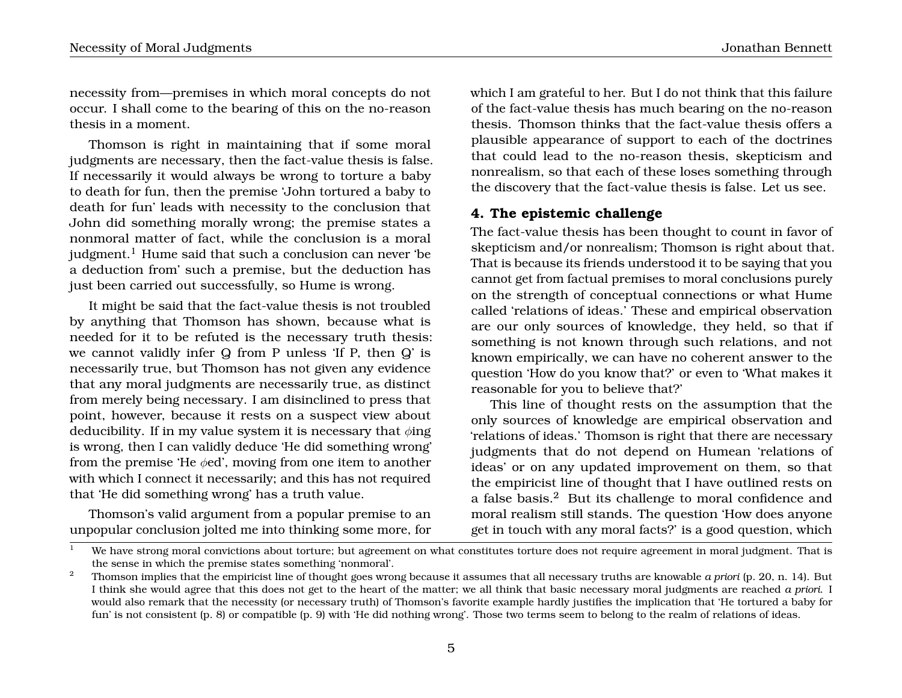necessity from—premises in which moral concepts do not occur. I shall come to the bearing of this on the no-reason thesis in a moment.

Thomson is right in maintaining that if some moral judgments are necessary, then the fact-value thesis is false. If necessarily it would always be wrong to torture a baby to death for fun, then the premise 'John tortured a baby to death for fun' leads with necessity to the conclusion that John did something morally wrong; the premise states a nonmoral matter of fact, while the conclusion is a moral judgment.[1] Hume said that such a conclusion can never 'be a deduction from' such a premise, but the deduction has just been carried out successfully, so Hume is wrong.

It might be said that the fact-value thesis is not troubled by anything that Thomson has shown, because what is needed for it to be refuted is the necessary truth thesis: we cannot validly infer Q from P unless 'If P, then Q' is necessarily true, but Thomson has not given any evidence that any moral judgments are necessarily true, as distinct from merely being necessary. I am disinclined to press that point, however, because it rests on a suspect view about deducibility. If in my value system it is necessary that $\phi$ing is wrong, then I can validly deduce 'He did something wrong' from the premise 'He $\phi$ed', moving from one item to another with which I connect it necessarily; and this has not required that 'He did something wrong' has a truth value.

Thomson's valid argument from a popular premise to an unpopular conclusion jolted me into thinking some more, for which I am grateful to her. But I do not think that this failure of the fact-value thesis has much bearing on the no-reason thesis. Thomson thinks that the fact-value thesis offers a plausible appearance of support to each of the doctrines that could lead to the no-reason thesis, skepticism and nonrealism, so that each of these loses something through the discovery that the fact-value thesis is false. Let us see.

### 4. The epistemic challenge

The fact-value thesis has been thought to count in favor of skepticism and/or nonrealism; Thomson is right about that. That is because its friends understood it to be saying that you cannot get from factual premises to moral conclusions purely on the strength of conceptual connections or what Hume called 'relations of ideas.' These and empirical observation are our only sources of knowledge, they held, so that if something is not known through such relations, and not known empirically, we can have no coherent answer to the question 'How do you know that?' or even to 'What makes it reasonable for you to believe that?'

This line of thought rests on the assumption that the only sources of knowledge are empirical observation and 'relations of ideas.' Thomson is right that there are necessary judgments that do not depend on Humean 'relations of ideas' or on any updated improvement on them, so that the empiricist line of thought that I have outlined rests on a false basis.[2] But its challenge to moral confidence and moral realism still stands. The question 'How does anyone get in touch with any moral facts?' is a good question, which

---

[1] We have strong moral convictions about torture; but agreement on what constitutes torture does not require agreement in moral judgment. That is the sense in which the premise states something 'nonmoral'.

[2] Thomson implies that the empiricist line of thought goes wrong because it assumes that all necessary truths are knowable *a priori* (p. 20, n. 14). But I think she would agree that this does not get to the heart of the matter; we all think that basic necessary moral judgments are reached *a priori*. I would also remark that the necessity (or necessary truth) of Thomson's favorite example hardly justifies the implication that 'He tortured a baby for fun' is not consistent (p. 8) or compatible (p. 9) with 'He did nothing wrong'. Those two terms seem to belong to the realm of relations of ideas.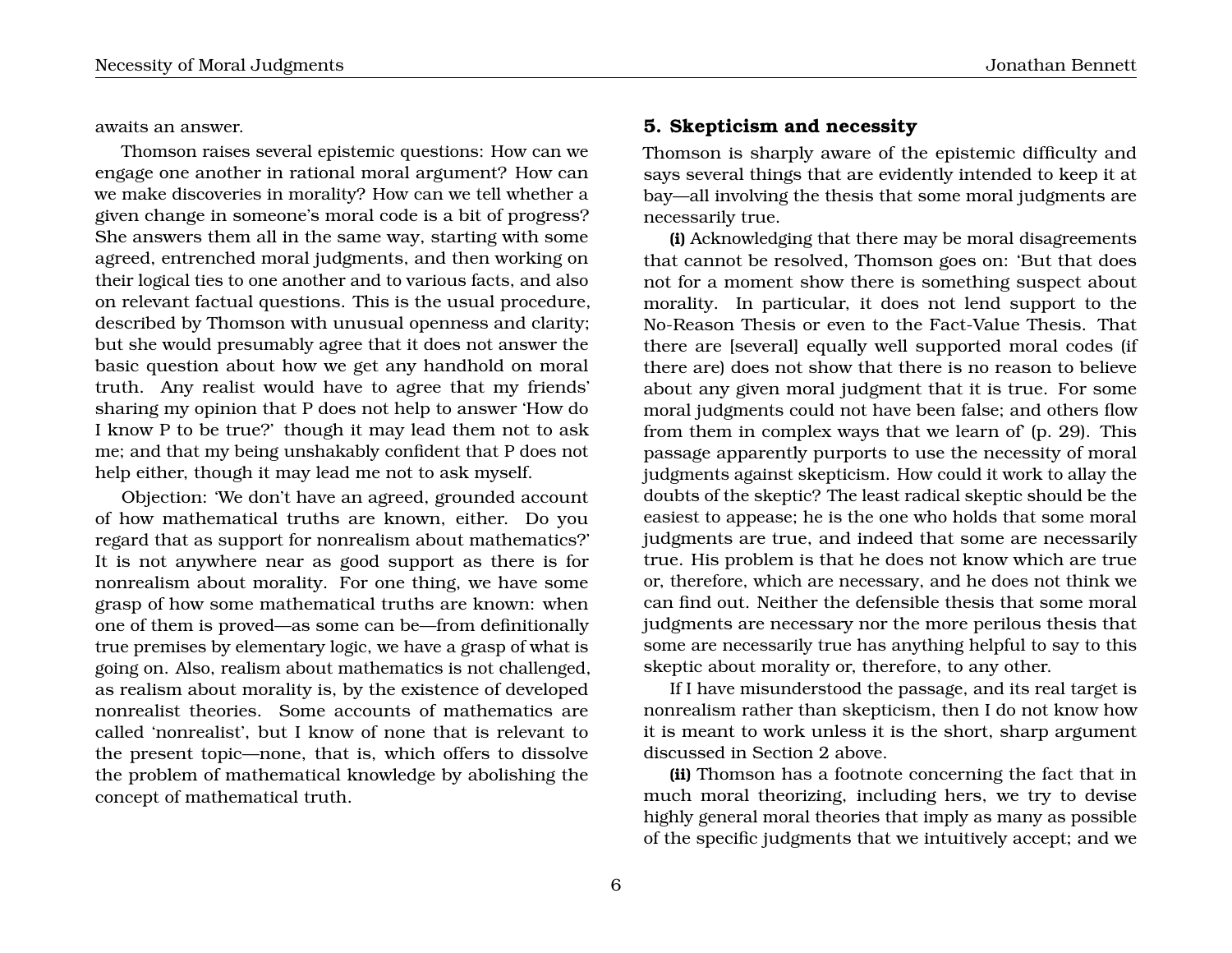awaits an answer.

Thomson raises several epistemic questions: How can we engage one another in rational moral argument? How can we make discoveries in morality? How can we tell whether a given change in someone's moral code is a bit of progress? She answers them all in the same way, starting with some agreed, entrenched moral judgments, and then working on their logical ties to one another and to various facts, and also on relevant factual questions. This is the usual procedure, described by Thomson with unusual openness and clarity; but she would presumably agree that it does not answer the basic question about how we get any handhold on moral truth. Any realist would have to agree that my friends' sharing my opinion that P does not help to answer 'How do I know P to be true?' though it may lead them not to ask me; and that my being unshakably confident that P does not help either, though it may lead me not to ask myself.

Objection: 'We don't have an agreed, grounded account of how mathematical truths are known, either. Do you regard that as support for nonrealism about mathematics?' It is not anywhere near as good support as there is for nonrealism about morality. For one thing, we have some grasp of how some mathematical truths are known: when one of them is proved—as some can be—from definitionally true premises by elementary logic, we have a grasp of what is going on. Also, realism about mathematics is not challenged, as realism about morality is, by the existence of developed nonrealist theories. Some accounts of mathematics are called 'nonrealist', but I know of none that is relevant to the present topic—none, that is, which offers to dissolve the problem of mathematical knowledge by abolishing the concept of mathematical truth.

## 5. Skepticism and necessity

Thomson is sharply aware of the epistemic difficulty and says several things that are evidently intended to keep it at bay—all involving the thesis that some moral judgments are necessarily true.

**(i)** Acknowledging that there may be moral disagreements that cannot be resolved, Thomson goes on: 'But that does not for a moment show there is something suspect about morality. In particular, it does not lend support to the No-Reason Thesis or even to the Fact-Value Thesis. That there are [several] equally well supported moral codes (if there are) does not show that there is no reason to believe about any given moral judgment that it is true. For some moral judgments could not have been false; and others flow from them in complex ways that we learn of' (p. 29). This passage apparently purports to use the necessity of moral judgments against skepticism. How could it work to allay the doubts of the skeptic? The least radical skeptic should be the easiest to appease; he is the one who holds that some moral judgments are true, and indeed that some are necessarily true. His problem is that he does not know which are true or, therefore, which are necessary, and he does not think we can find out. Neither the defensible thesis that some moral judgments are necessary nor the more perilous thesis that some are necessarily true has anything helpful to say to this skeptic about morality or, therefore, to any other.

If I have misunderstood the passage, and its real target is nonrealism rather than skepticism, then I do not know how it is meant to work unless it is the short, sharp argument discussed in Section 2 above.

**(ii)** Thomson has a footnote concerning the fact that in much moral theorizing, including hers, we try to devise highly general moral theories that imply as many as possible of the specific judgments that we intuitively accept; and we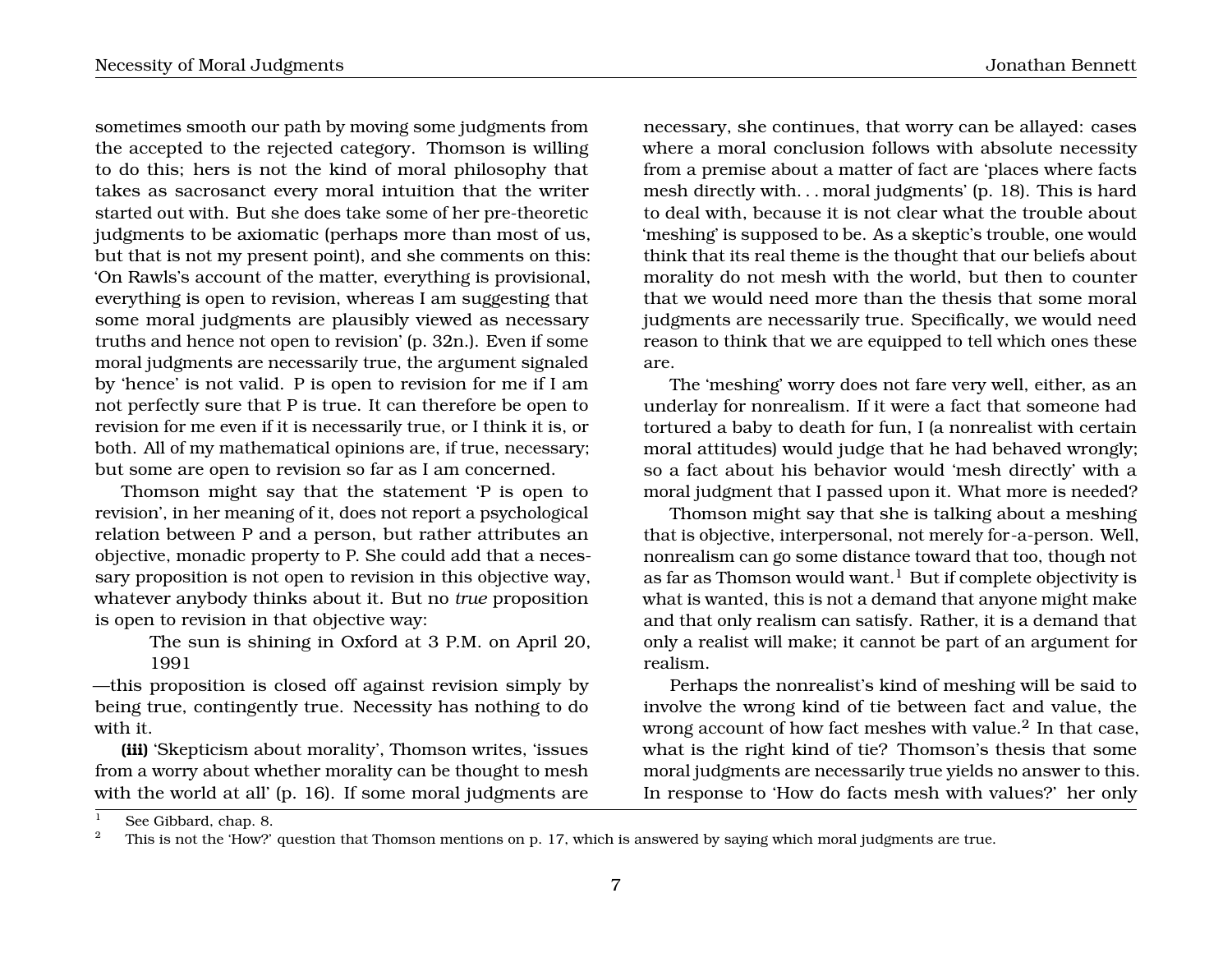sometimes smooth our path by moving some judgments from the accepted to the rejected category. Thomson is willing to do this; hers is not the kind of moral philosophy that takes as sacrosanct every moral intuition that the writer started out with. But she does take some of her pre-theoretic judgments to be axiomatic (perhaps more than most of us, but that is not my present point), and she comments on this: 'On Rawls's account of the matter, everything is provisional, everything is open to revision, whereas I am suggesting that some moral judgments are plausibly viewed as necessary truths and hence not open to revision' (p. 32n.). Even if some moral judgments are necessarily true, the argument signaled by 'hence' is not valid. P is open to revision for me if I am not perfectly sure that P is true. It can therefore be open to revision for me even if it is necessarily true, or I think it is, or both. All of my mathematical opinions are, if true, necessary; but some are open to revision so far as I am concerned.

Thomson might say that the statement 'P is open to revision', in her meaning of it, does not report a psychological relation between P and a person, but rather attributes an objective, monadic property to P. She could add that a necessary proposition is not open to revision in this objective way, whatever anybody thinks about it. But no *true* proposition is open to revision in that objective way:

> The sun is shining in Oxford at 3 P.M. on April 20, 1991

—this proposition is closed off against revision simply by being true, contingently true. Necessity has nothing to do with it.

**(iii)** 'Skepticism about morality', Thomson writes, 'issues from a worry about whether morality can be thought to mesh with the world at all' (p. 16). If some moral judgments are necessary, she continues, that worry can be allayed: cases where a moral conclusion follows with absolute necessity from a premise about a matter of fact are 'places where facts mesh directly with. . . moral judgments' (p. 18). This is hard to deal with, because it is not clear what the trouble about 'meshing' is supposed to be. As a skeptic's trouble, one would think that its real theme is the thought that our beliefs about morality do not mesh with the world, but then to counter that we would need more than the thesis that some moral judgments are necessarily true. Specifically, we would need reason to think that we are equipped to tell which ones these are.

The 'meshing' worry does not fare very well, either, as an underlay for nonrealism. If it were a fact that someone had tortured a baby to death for fun, I (a nonrealist with certain moral attitudes) would judge that he had behaved wrongly; so a fact about his behavior would 'mesh directly' with a moral judgment that I passed upon it. What more is needed?

Thomson might say that she is talking about a meshing that is objective, interpersonal, not merely for-a-person. Well, nonrealism can go some distance toward that too, though not as far as Thomson would want.[1] But if complete objectivity is what is wanted, this is not a demand that anyone might make and that only realism can satisfy. Rather, it is a demand that only a realist will make; it cannot be part of an argument for realism.

Perhaps the nonrealist's kind of meshing will be said to involve the wrong kind of tie between fact and value, the wrong account of how fact meshes with value.[2] In that case, what is the right kind of tie? Thomson's thesis that some moral judgments are necessarily true yields no answer to this. In response to 'How do facts mesh with values?' her only

[1] See Gibbard, chap. 8.

[2] This is not the 'How?' question that Thomson mentions on p. 17, which is answered by saying which moral judgments are true.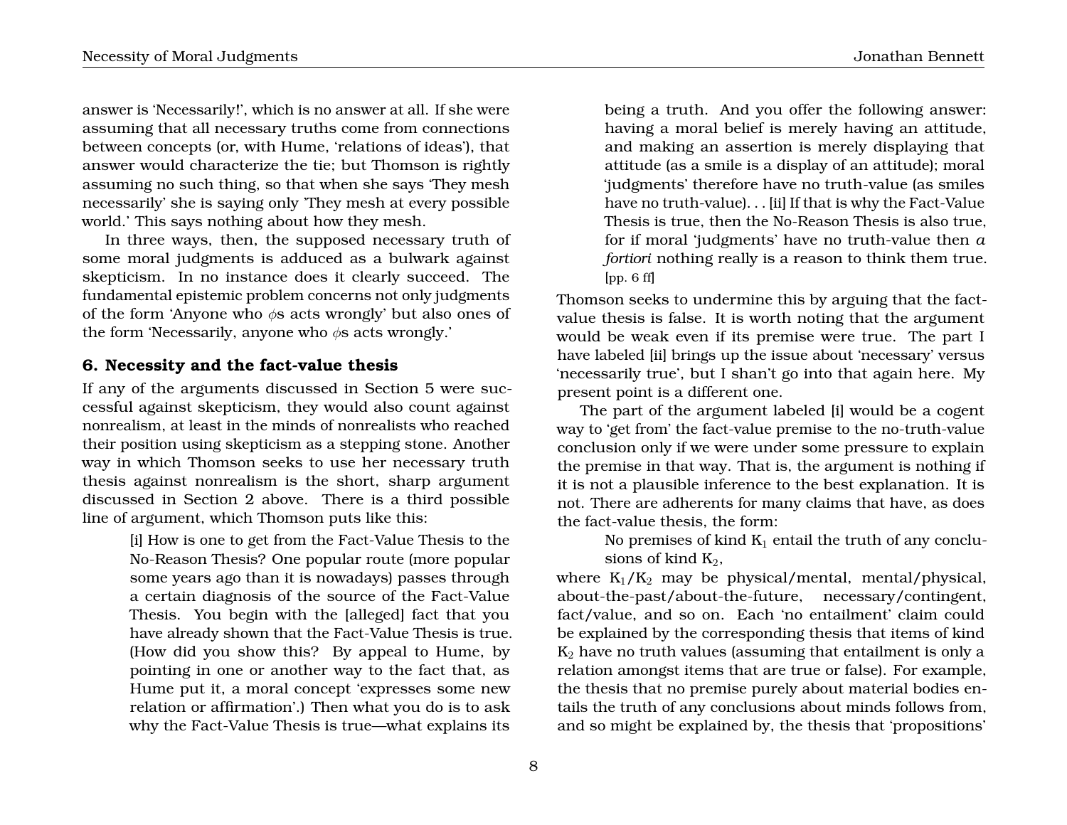answer is 'Necessarily!', which is no answer at all. If she were assuming that all necessary truths come from connections between concepts (or, with Hume, 'relations of ideas'), that answer would characterize the tie; but Thomson is rightly assuming no such thing, so that when she says 'They mesh necessarily' she is saying only 'They mesh at every possible world.' This says nothing about how they mesh.

In three ways, then, the supposed necessary truth of some moral judgments is adduced as a bulwark against skepticism. In no instance does it clearly succeed. The fundamental epistemic problem concerns not only judgments of the form 'Anyone who $\phi$s acts wrongly' but also ones of the form 'Necessarily, anyone who $\phi$s acts wrongly.'

## 6. Necessity and the fact-value thesis

If any of the arguments discussed in Section 5 were successful against skepticism, they would also count against nonrealism, at least in the minds of nonrealists who reached their position using skepticism as a stepping stone. Another way in which Thomson seeks to use her necessary truth thesis against nonrealism is the short, sharp argument discussed in Section 2 above. There is a third possible line of argument, which Thomson puts like this:

> [i] How is one to get from the Fact-Value Thesis to the No-Reason Thesis? One popular route (more popular some years ago than it is nowadays) passes through a certain diagnosis of the source of the Fact-Value Thesis. You begin with the [alleged] fact that you have already shown that the Fact-Value Thesis is true. (How did you show this? By appeal to Hume, by pointing in one or another way to the fact that, as Hume put it, a moral concept 'expresses some new relation or affirmation'.) Then what you do is to ask why the Fact-Value Thesis is true—what explains its being a truth. And you offer the following answer: having a moral belief is merely having an attitude, and making an assertion is merely displaying that attitude (as a smile is a display of an attitude); moral 'judgments' therefore have no truth-value (as smiles have no truth-value). . . [ii] If that is why the Fact-Value Thesis is true, then the No-Reason Thesis is also true, for if moral 'judgments' have no truth-value then *a fortiori* nothing really is a reason to think them true. [pp. 6 ff]

Thomson seeks to undermine this by arguing that the fact-value thesis is false. It is worth noting that the argument would be weak even if its premise were true. The part I have labeled [ii] brings up the issue about 'necessary' versus 'necessarily true', but I shan't go into that again here. My present point is a different one.

The part of the argument labeled [i] would be a cogent way to 'get from' the fact-value premise to the no-truth-value conclusion only if we were under some pressure to explain the premise in that way. That is, the argument is nothing if it is not a plausible inference to the best explanation. It is not. There are adherents for many claims that have, as does the fact-value thesis, the form:

> No premises of kind $K_1$ entail the truth of any conclusions of kind $K_2$,

where $K_1/K_2$ may be physical/mental, mental/physical, about-the-past/about-the-future, necessary/contingent, fact/value, and so on. Each 'no entailment' claim could be explained by the corresponding thesis that items of kind $K_2$ have no truth values (assuming that entailment is only a relation amongst items that are true or false). For example, the thesis that no premise purely about material bodies entails the truth of any conclusions about minds follows from, and so might be explained by, the thesis that 'propositions'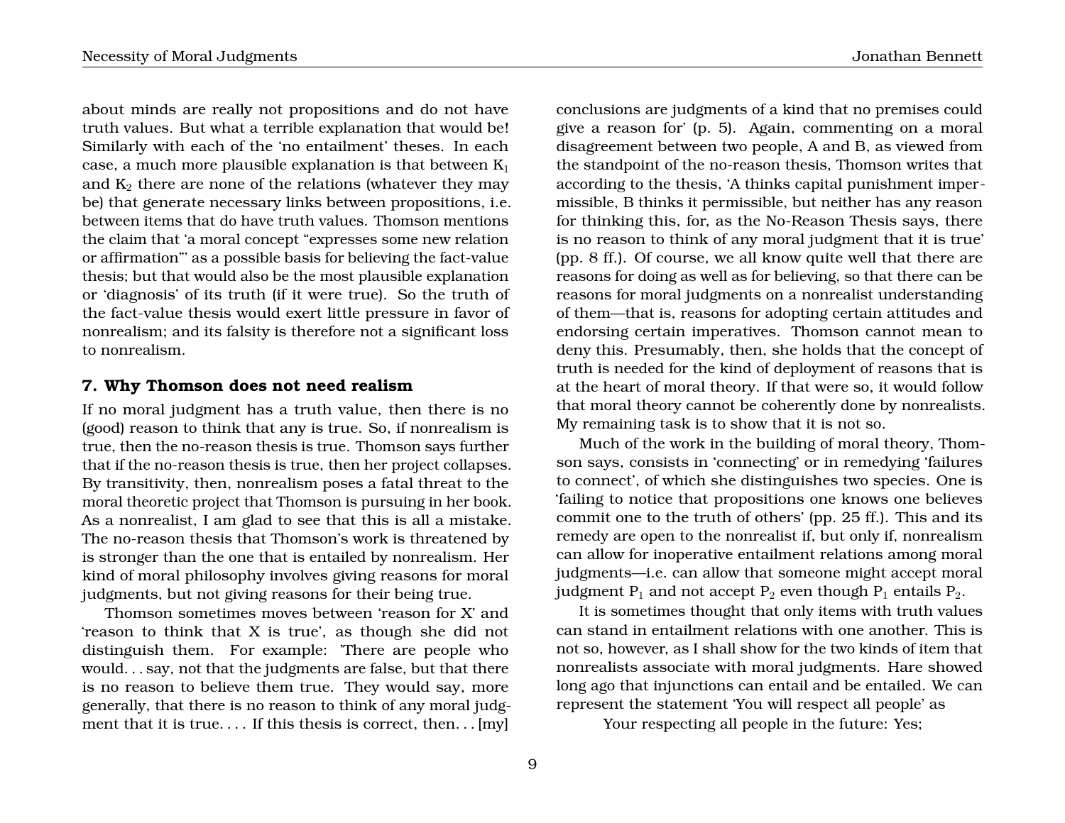about minds are really not propositions and do not have truth values. But what a terrible explanation that would be! Similarly with each of the 'no entailment' theses. In each case, a much more plausible explanation is that between $K_1$ and $K_2$ there are none of the relations (whatever they may be) that generate necessary links between propositions, i.e. between items that do have truth values. Thomson mentions the claim that 'a moral concept "expresses some new relation or affirmation"' as a possible basis for believing the fact-value thesis; but that would also be the most plausible explanation or 'diagnosis' of its truth (if it were true). So the truth of the fact-value thesis would exert little pressure in favor of nonrealism; and its falsity is therefore not a significant loss to nonrealism.

### 7. Why Thomson does not need realism

If no moral judgment has a truth value, then there is no (good) reason to think that any is true. So, if nonrealism is true, then the no-reason thesis is true. Thomson says further that if the no-reason thesis is true, then her project collapses. By transitivity, then, nonrealism poses a fatal threat to the moral theoretic project that Thomson is pursuing in her book. As a nonrealist, I am glad to see that this is all a mistake. The no-reason thesis that Thomson's work is threatened by is stronger than the one that is entailed by nonrealism. Her kind of moral philosophy involves giving reasons for moral judgments, but not giving reasons for their being true.

Thomson sometimes moves between 'reason for X' and 'reason to think that X is true', as though she did not distinguish them. For example: 'There are people who would. . . say, not that the judgments are false, but that there is no reason to believe them true. They would say, more generally, that there is no reason to think of any moral judgment that it is true. . . . If this thesis is correct, then. . . [my] conclusions are judgments of a kind that no premises could give a reason for' (p. 5). Again, commenting on a moral disagreement between two people, A and B, as viewed from the standpoint of the no-reason thesis, Thomson writes that according to the thesis, 'A thinks capital punishment impermissible, B thinks it permissible, but neither has any reason for thinking this, for, as the No-Reason Thesis says, there is no reason to think of any moral judgment that it is true' (pp. 8 ff.). Of course, we all know quite well that there are reasons for doing as well as for believing, so that there can be reasons for moral judgments on a nonrealist understanding of them—that is, reasons for adopting certain attitudes and endorsing certain imperatives. Thomson cannot mean to deny this. Presumably, then, she holds that the concept of truth is needed for the kind of deployment of reasons that is at the heart of moral theory. If that were so, it would follow that moral theory cannot be coherently done by nonrealists. My remaining task is to show that it is not so.

Much of the work in the building of moral theory, Thomson says, consists in 'connecting' or in remedying 'failures to connect', of which she distinguishes two species. One is 'failing to notice that propositions one knows one believes commit one to the truth of others' (pp. 25 ff.). This and its remedy are open to the nonrealist if, but only if, nonrealism can allow for inoperative entailment relations among moral judgments—i.e. can allow that someone might accept moral judgment $P_1$ and not accept $P_2$ even though $P_1$ entails $P_2$.

It is sometimes thought that only items with truth values can stand in entailment relations with one another. This is not so, however, as I shall show for the two kinds of item that nonrealists associate with moral judgments. Hare showed long ago that injunctions can entail and be entailed. We can represent the statement 'You will respect all people' as

Your respecting all people in the future: Yes;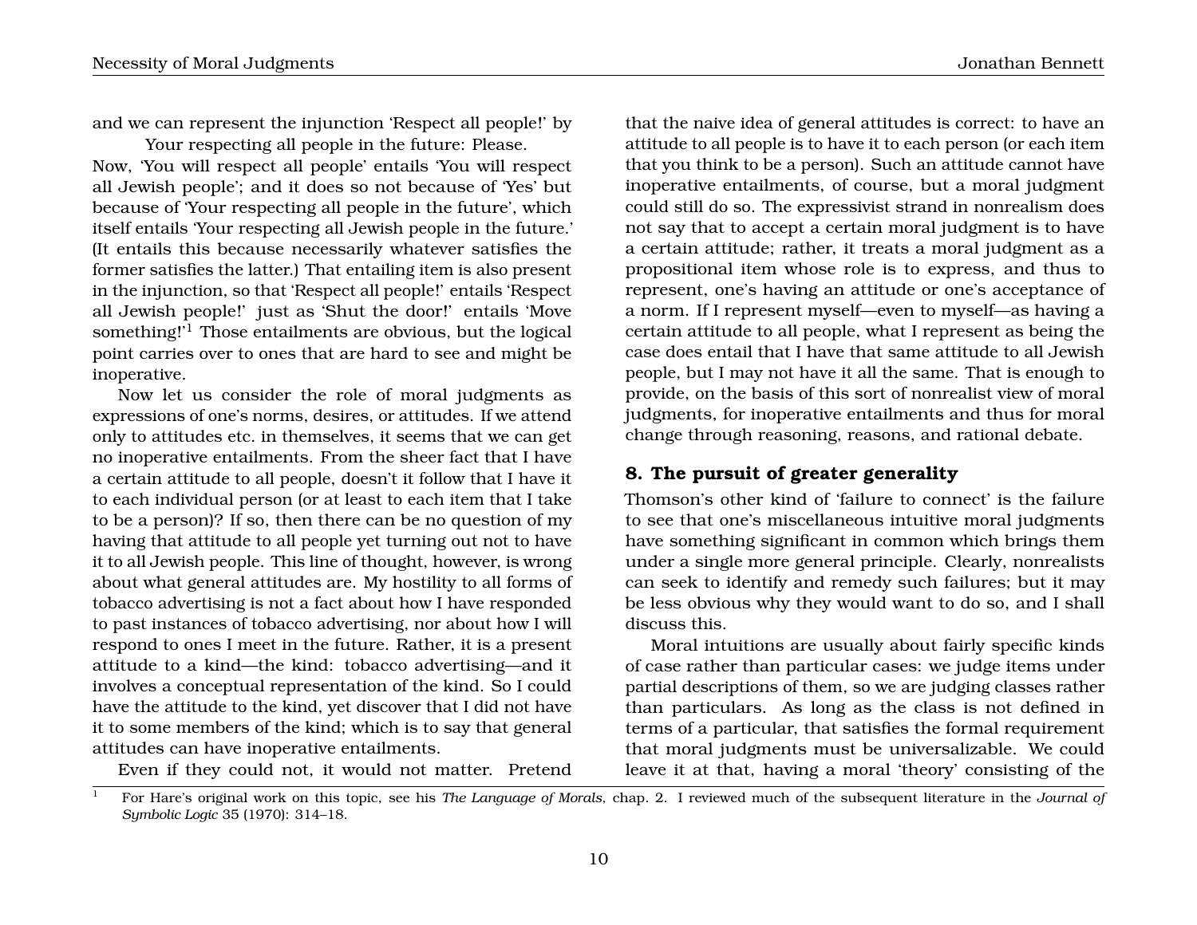and we can represent the injunction 'Respect all people!' by

Your respecting all people in the future: Please.

Now, 'You will respect all people' entails 'You will respect all Jewish people'; and it does so not because of 'Yes' but because of 'Your respecting all people in the future', which itself entails 'Your respecting all Jewish people in the future.' (It entails this because necessarily whatever satisfies the former satisfies the latter.) That entailing item is also present in the injunction, so that 'Respect all people!' entails 'Respect all Jewish people!' just as 'Shut the door!' entails 'Move something!'[1] Those entailments are obvious, but the logical point carries over to ones that are hard to see and might be inoperative.

Now let us consider the role of moral judgments as expressions of one's norms, desires, or attitudes. If we attend only to attitudes etc. in themselves, it seems that we can get no inoperative entailments. From the sheer fact that I have a certain attitude to all people, doesn't it follow that I have it to each individual person (or at least to each item that I take to be a person)? If so, then there can be no question of my having that attitude to all people yet turning out not to have it to all Jewish people. This line of thought, however, is wrong about what general attitudes are. My hostility to all forms of tobacco advertising is not a fact about how I have responded to past instances of tobacco advertising, nor about how I will respond to ones I meet in the future. Rather, it is a present attitude to a kind—the kind: tobacco advertising—and it involves a conceptual representation of the kind. So I could have the attitude to the kind, yet discover that I did not have it to some members of the kind; which is to say that general attitudes can have inoperative entailments.

Even if they could not, it would not matter. Pretend that the naive idea of general attitudes is correct: to have an attitude to all people is to have it to each person (or each item that you think to be a person). Such an attitude cannot have inoperative entailments, of course, but a moral judgment could still do so. The expressivist strand in nonrealism does not say that to accept a certain moral judgment is to have a certain attitude; rather, it treats a moral judgment as a propositional item whose role is to express, and thus to represent, one's having an attitude or one's acceptance of a norm. If I represent myself—even to myself—as having a certain attitude to all people, what I represent as being the case does entail that I have that same attitude to all Jewish people, but I may not have it all the same. That is enough to provide, on the basis of this sort of nonrealist view of moral judgments, for inoperative entailments and thus for moral change through reasoning, reasons, and rational debate.

## 8. The pursuit of greater generality

Thomson's other kind of 'failure to connect' is the failure to see that one's miscellaneous intuitive moral judgments have something significant in common which brings them under a single more general principle. Clearly, nonrealists can seek to identify and remedy such failures; but it may be less obvious why they would want to do so, and I shall discuss this.

Moral intuitions are usually about fairly specific kinds of case rather than particular cases: we judge items under partial descriptions of them, so we are judging classes rather than particulars. As long as the class is not defined in terms of a particular, that satisfies the formal requirement that moral judgments must be universalizable. We could leave it at that, having a moral 'theory' consisting of the

[1] For Hare's original work on this topic, see his *The Language of Morals*, chap. 2. I reviewed much of the subsequent literature in the *Journal of Symbolic Logic* 35 (1970): 314–18.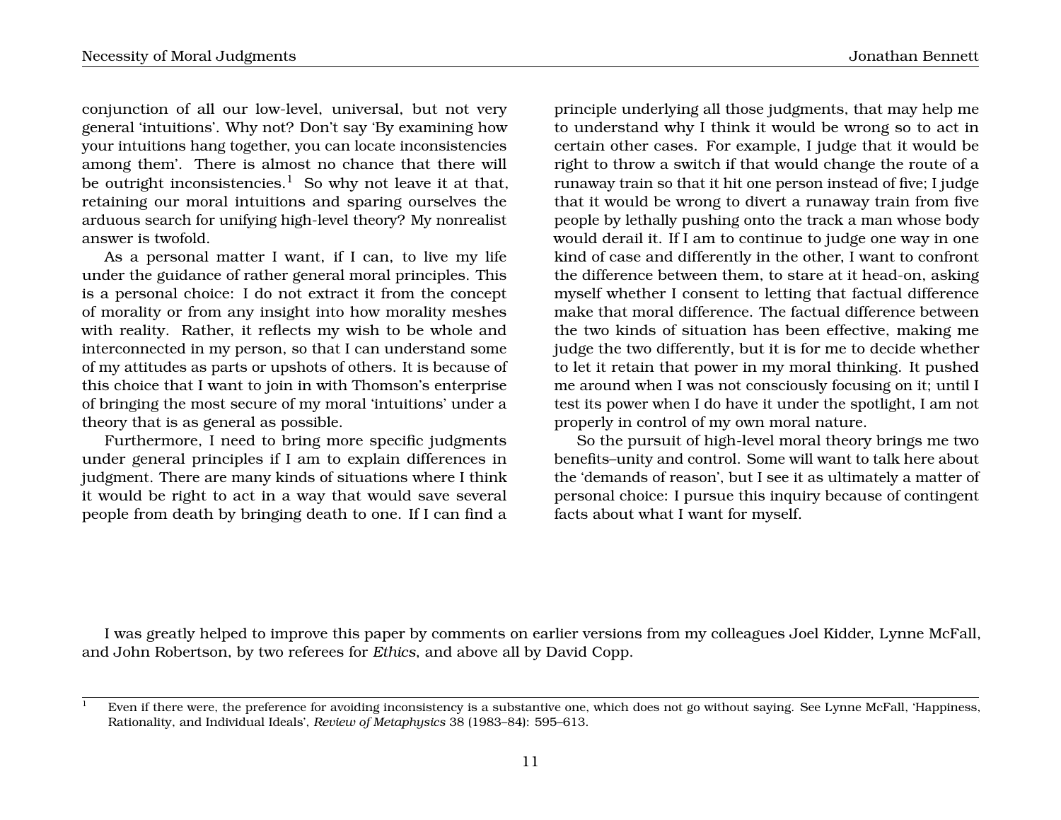conjunction of all our low-level, universal, but not very general 'intuitions'. Why not? Don't say 'By examining how your intuitions hang together, you can locate inconsistencies among them'. There is almost no chance that there will be outright inconsistencies.[1] So why not leave it at that, retaining our moral intuitions and sparing ourselves the arduous search for unifying high-level theory? My nonrealist answer is twofold.

As a personal matter I want, if I can, to live my life under the guidance of rather general moral principles. This is a personal choice: I do not extract it from the concept of morality or from any insight into how morality meshes with reality. Rather, it reflects my wish to be whole and interconnected in my person, so that I can understand some of my attitudes as parts or upshots of others. It is because of this choice that I want to join in with Thomson's enterprise of bringing the most secure of my moral 'intuitions' under a theory that is as general as possible.

Furthermore, I need to bring more specific judgments under general principles if I am to explain differences in judgment. There are many kinds of situations where I think it would be right to act in a way that would save several people from death by bringing death to one. If I can find a principle underlying all those judgments, that may help me to understand why I think it would be wrong so to act in certain other cases. For example, I judge that it would be right to throw a switch if that would change the route of a runaway train so that it hit one person instead of five; I judge that it would be wrong to divert a runaway train from five people by lethally pushing onto the track a man whose body would derail it. If I am to continue to judge one way in one kind of case and differently in the other, I want to confront the difference between them, to stare at it head-on, asking myself whether I consent to letting that factual difference make that moral difference. The factual difference between the two kinds of situation has been effective, making me judge the two differently, but it is for me to decide whether to let it retain that power in my moral thinking. It pushed me around when I was not consciously focusing on it; until I test its power when I do have it under the spotlight, I am not properly in control of my own moral nature.

So the pursuit of high-level moral theory brings me two benefits–unity and control. Some will want to talk here about the 'demands of reason', but I see it as ultimately a matter of personal choice: I pursue this inquiry because of contingent facts about what I want for myself.

I was greatly helped to improve this paper by comments on earlier versions from my colleagues Joel Kidder, Lynne McFall, and John Robertson, by two referees for *Ethics*, and above all by David Copp.

[1] Even if there were, the preference for avoiding inconsistency is a substantive one, which does not go without saying. See Lynne McFall, 'Happiness, Rationality, and Individual Ideals', *Review of Metaphysics* 38 (1983–84): 595–613.